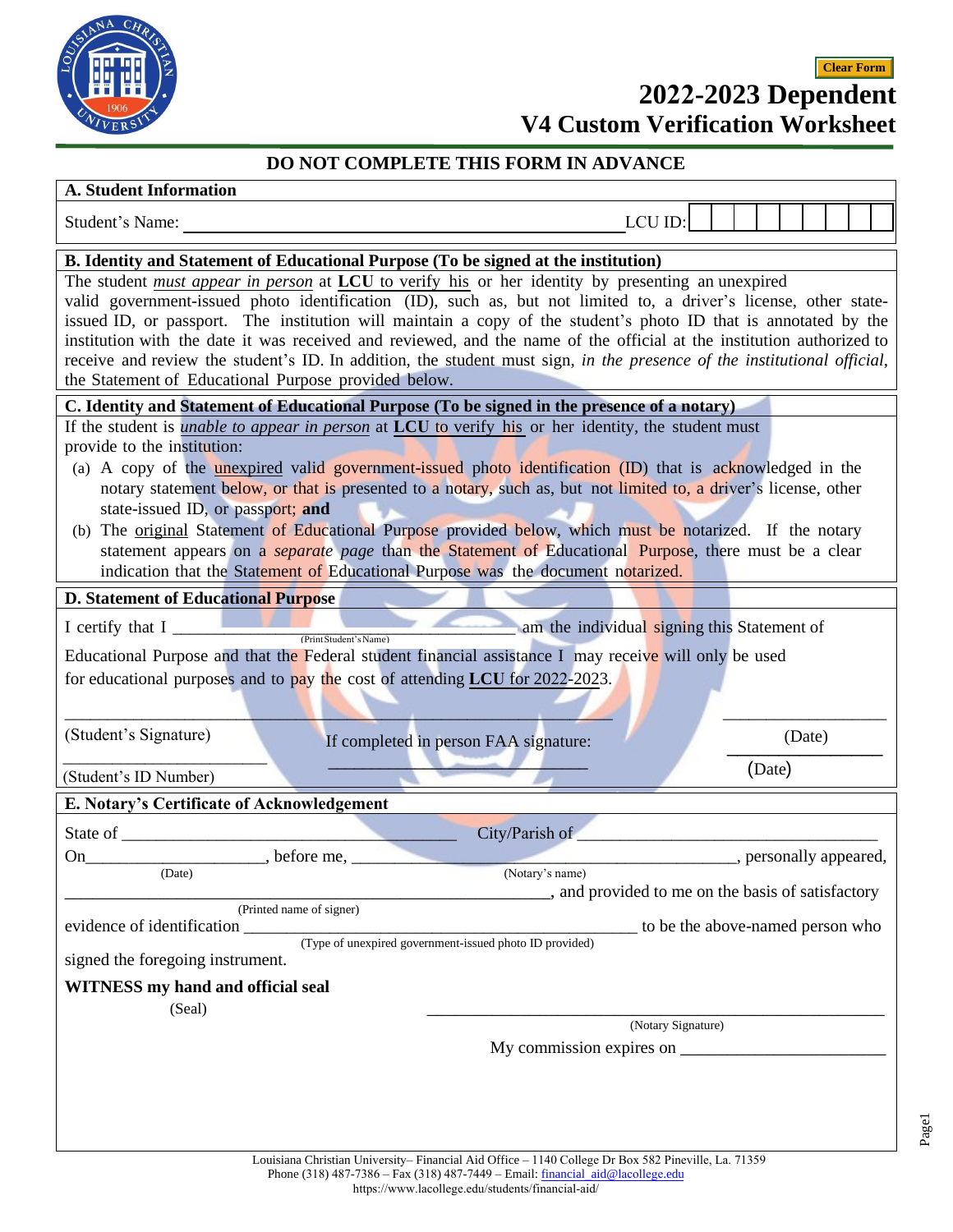Clear Form

# 2022-2023 Dependent
# V4 Custom Verification Worksheet

**DO NOT COMPLETE THIS FORM IN ADVANCE**

## A. Student Information

Student's Name: ______________________________ LCU ID: __________

## B. Identity and Statement of Educational Purpose (To be signed at the institution)

The student *must appear in person* at **LCU** to verify his or her identity by presenting an unexpired valid government-issued photo identification (ID), such as, but not limited to, a driver's license, other state-issued ID, or passport. The institution will maintain a copy of the student's photo ID that is annotated by the institution with the date it was received and reviewed, and the name of the official at the institution authorized to receive and review the student's ID. In addition, the student must sign, *in the presence of the institutional official*, the Statement of Educational Purpose provided below.

## C. Identity and Statement of Educational Purpose (To be signed in the presence of a notary)

If the student is *unable to appear in person* at **LCU** to verify his or her identity, the student must provide to the institution:

(a) A copy of the unexpired valid government-issued photo identification (ID) that is acknowledged in the notary statement below, or that is presented to a notary, such as, but not limited to, a driver's license, other state-issued ID, or passport; **and**

(b) The original Statement of Educational Purpose provided below, which must be notarized. If the notary statement appears on a *separate page* than the Statement of Educational Purpose, there must be a clear indication that the Statement of Educational Purpose was the document notarized.

## D. Statement of Educational Purpose

I certify that I ______________________________ am the individual signing this Statement of
(Print Student's Name)

Educational Purpose and that the Federal student financial assistance I may receive will only be used for educational purposes and to pay the cost of attending **LCU for 2022-2023**.

______________________________ ______________
(Student's Signature) (Date)

If completed in person FAA signature: ______________________________ ______________ (Date)

______________________________
(Student's ID Number)

## E. Notary's Certificate of Acknowledgement

State of ______________________________ City/Parish of ______________________________

On______________________, before me, ______________________________, personally appeared,
(Date) (Notary's name)

______________________________, and provided to me on the basis of satisfactory
(Printed name of signer)

evidence of identification ______________________________ to be the above-named person who
(Type of unexpired government-issued photo ID provided)

signed the foregoing instrument.

**WITNESS my hand and official seal**

(Seal)

______________________________
(Notary Signature)

My commission expires on ______________________________

Louisiana Christian University– Financial Aid Office – 1140 College Dr Box 582 Pineville, La. 71359
Phone (318) 487-7386 – Fax (318) 487-7449 – Email: financial_aid@lacollege.edu
https://www.lacollege.edu/students/financial-aid/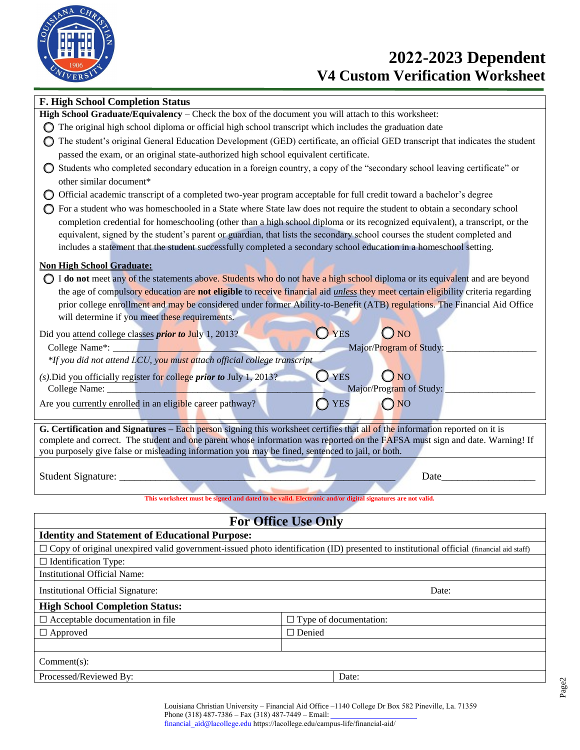# 2022-2023 Dependent
# V4 Custom Verification Worksheet

## F. High School Completion Status

**High School Graduate/Equivalency** – Check the box of the document you will attach to this worksheet:

- ◯ The original high school diploma or official high school transcript which includes the graduation date
- ◯ The student's original General Education Development (GED) certificate, an official GED transcript that indicates the student passed the exam, or an original state-authorized high school equivalent certificate.
- ◯ Students who completed secondary education in a foreign country, a copy of the "secondary school leaving certificate" or other similar document*
- ◯ Official academic transcript of a completed two-year program acceptable for full credit toward a bachelor's degree
- ◯ For a student who was homeschooled in a State where State law does not require the student to obtain a secondary school completion credential for homeschooling (other than a high school diploma or its recognized equivalent), a transcript, or the equivalent, signed by the student's parent or guardian, that lists the secondary school courses the student completed and includes a statement that the student successfully completed a secondary school education in a homeschool setting.

**Non High School Graduate:**

- ◯ I **do not** meet any of the statements above. Students who do not have a high school diploma or its equivalent and are beyond the age of compulsory education are **not eligible** to receive financial aid *unless* they meet certain eligibility criteria regarding prior college enrollment and may be considered under former Ability-to-Benefit (ATB) regulations. The Financial Aid Office will determine if you meet these requirements.

Did you attend college classes ***prior to*** July 1, 2013? ◯ YES ◯ NO

College Name*: ______________________ Major/Program of Study: ______________________

*\*If you did not attend LCU, you must attach official college transcript*

(s).Did you officially register for college ***prior to*** July 1, 2013? ◯ YES ◯ NO

College Name: ______________________ Major/Program of Study: ______________________

Are you currently enrolled in an eligible career pathway? ◯ YES ◯ NO

## G. Certification and Signatures

**G. Certification and Signatures** – Each person signing this worksheet certifies that all of the information reported on it is complete and correct. The student and one parent whose information was reported on the FAFSA must sign and date. Warning! If you purposely give false or misleading information you may be fined, sentenced to jail, or both.

Student Signature: ______________________________________________ Date__________________

**This worksheet must be signed and dated to be valid. Electronic and/or digital signatures are not valid.**

## For Office Use Only

**Identity and Statement of Educational Purpose:**

☐ Copy of original unexpired valid government-issued photo identification (ID) presented to institutional official (financial aid staff)

☐ Identification Type:

Institutional Official Name:

Institutional Official Signature: Date:

**High School Completion Status:**

| | |
|---|---|
| ☐ Acceptable documentation in file | ☐ Type of documentation: |
| ☐ Approved | ☐ Denied |
| | |

Comment(s):

Processed/Reviewed By: Date:

Louisiana Christian University – Financial Aid Office –1140 College Dr Box 582 Pineville, La. 71359
Phone (318) 487-7386 – Fax (318) 487-7449 – Email: financial_aid@lacollege.edu https://lacollege.edu/campus-life/financial-aid/